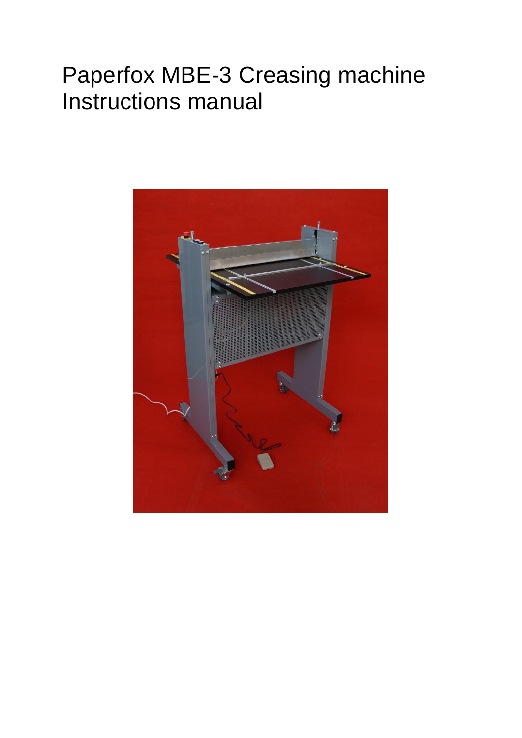# Paperfox MBE-3 Creasing machine Instructions manual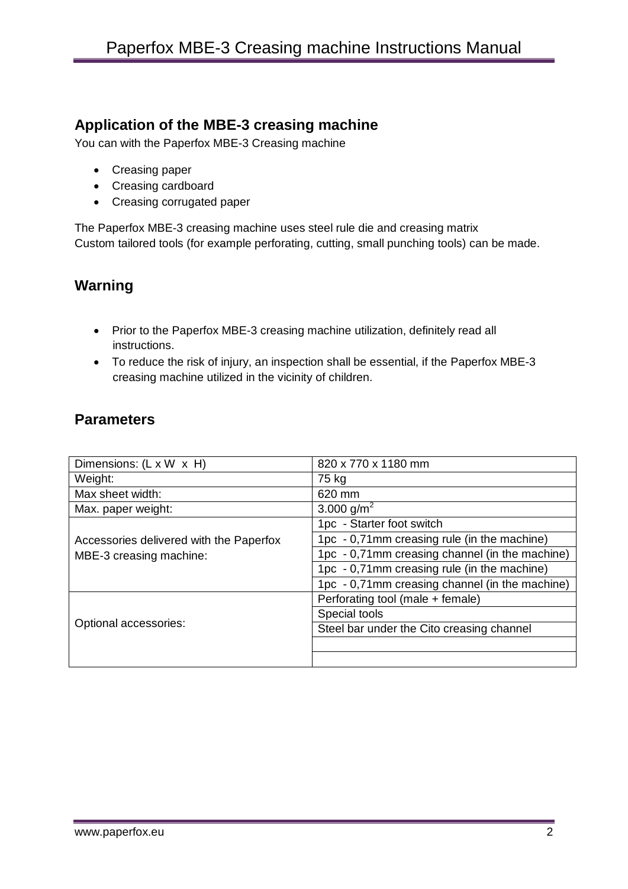## Application of the MBE-3 creasing machine

You can with the Paperfox MBE-3 Creasing machine

- Creasing paper
- Creasing cardboard
- Creasing corrugated paper

The Paperfox MBE-3 creasing machine uses steel rule die and creasing matrix
Custom tailored tools (for example perforating, cutting, small punching tools) can be made.

## Warning

- Prior to the Paperfox MBE-3 creasing machine utilization, definitely read all instructions.
- To reduce the risk of injury, an inspection shall be essential, if the Paperfox MBE-3 creasing machine utilized in the vicinity of children.

## Parameters

| | |
|---|---|
| Dimensions: (L x W x H) | 820 x 770 x 1180 mm |
| Weight: | 75 kg |
| Max sheet width: | 620 mm |
| Max. paper weight: | 3.000 g/m$^2$ |
| Accessories delivered with the Paperfox MBE-3 creasing machine: | 1pc - Starter foot switch |
| | 1pc - 0,71mm creasing rule (in the machine) |
| | 1pc - 0,71mm creasing channel (in the machine) |
| | 1pc - 0,71mm creasing rule (in the machine) |
| | 1pc - 0,71mm creasing channel (in the machine) |
| Optional accessories: | Perforating tool (male + female) |
| | Special tools |
| | Steel bar under the Cito creasing channel |
| | |
| | |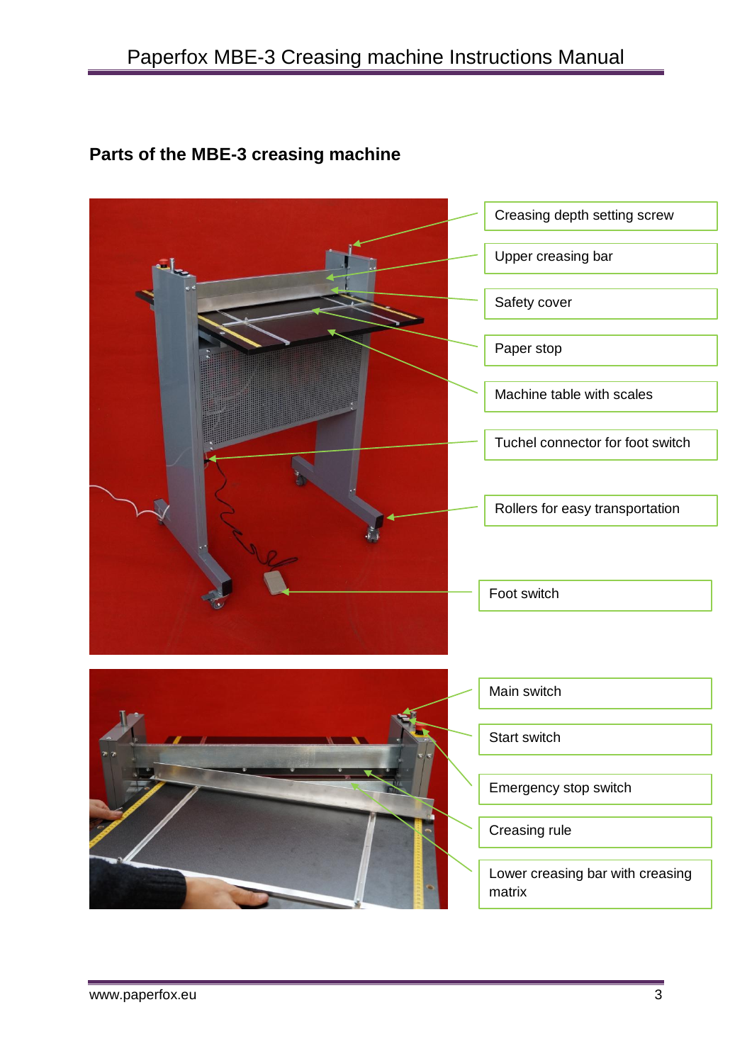## Parts of the MBE-3 creasing machine

- Creasing depth setting screw
- Upper creasing bar
- Safety cover
- Paper stop
- Machine table with scales
- Tuchel connector for foot switch
- Rollers for easy transportation
- Foot switch

- Main switch
- Start switch
- Emergency stop switch
- Creasing rule
- Lower creasing bar with creasing matrix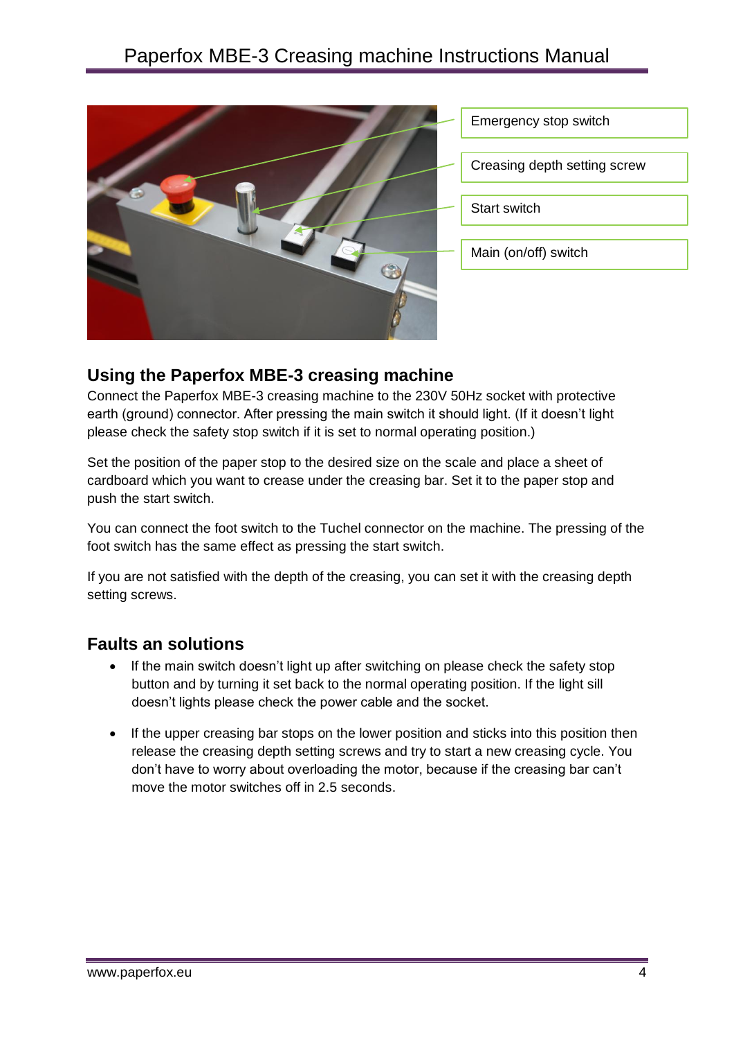Emergency stop switch

Creasing depth setting screw

Start switch

Main (on/off) switch

## Using the Paperfox MBE-3 creasing machine

Connect the Paperfox MBE-3 creasing machine to the 230V 50Hz socket with protective earth (ground) connector. After pressing the main switch it should light. (If it doesn't light please check the safety stop switch if it is set to normal operating position.)

Set the position of the paper stop to the desired size on the scale and place a sheet of cardboard which you want to crease under the creasing bar. Set it to the paper stop and push the start switch.

You can connect the foot switch to the Tuchel connector on the machine. The pressing of the foot switch has the same effect as pressing the start switch.

If you are not satisfied with the depth of the creasing, you can set it with the creasing depth setting screws.

## Faults an solutions

- If the main switch doesn't light up after switching on please check the safety stop button and by turning it set back to the normal operating position. If the light sill doesn't lights please check the power cable and the socket.
- If the upper creasing bar stops on the lower position and sticks into this position then release the creasing depth setting screws and try to start a new creasing cycle. You don't have to worry about overloading the motor, because if the creasing bar can't move the motor switches off in 2.5 seconds.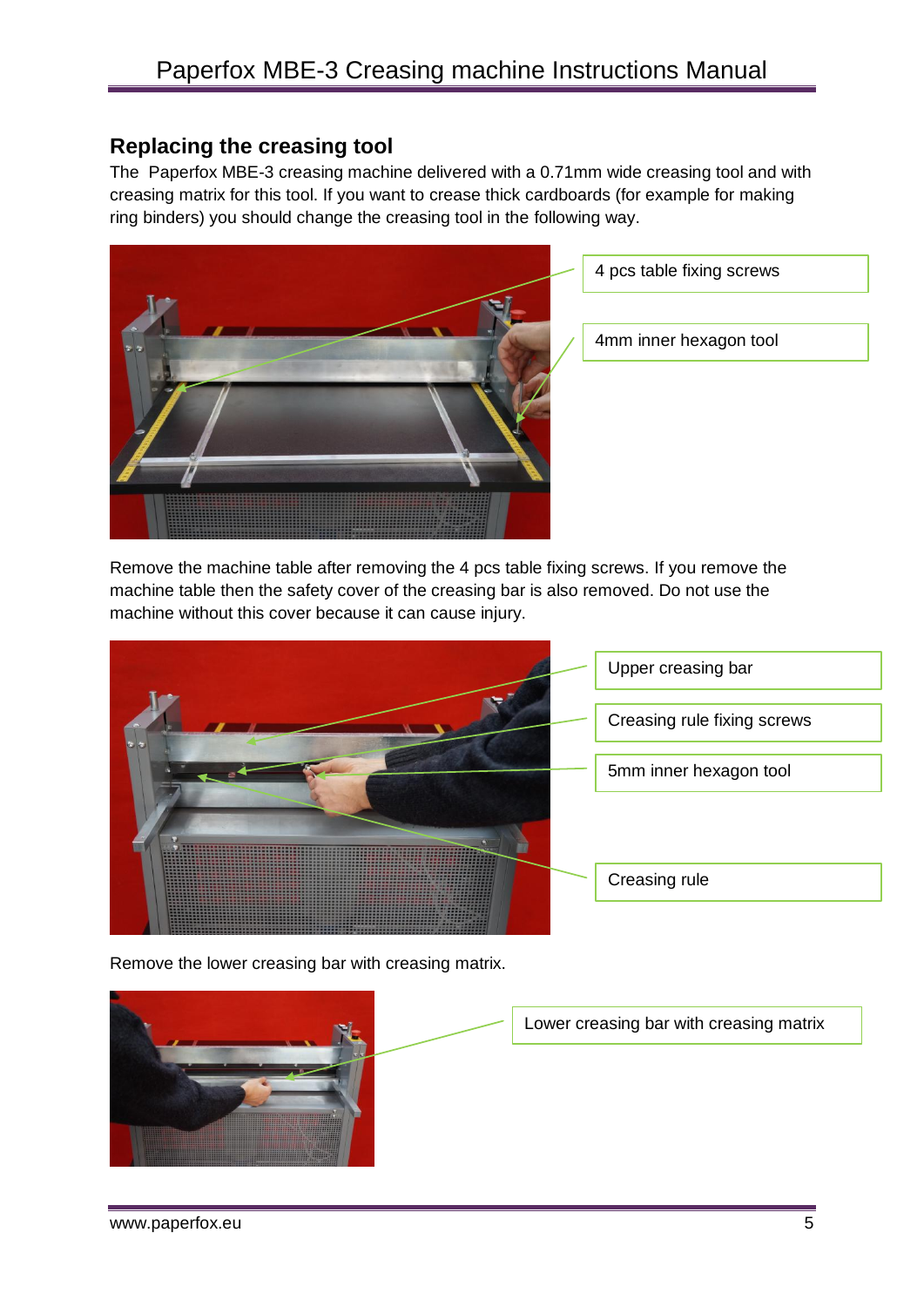## Replacing the creasing tool

The Paperfox MBE-3 creasing machine delivered with a 0.71mm wide creasing tool and with creasing matrix for this tool. If you want to crease thick cardboards (for example for making ring binders) you should change the creasing tool in the following way.

4 pcs table fixing screws

4mm inner hexagon tool

Remove the machine table after removing the 4 pcs table fixing screws. If you remove the machine table then the safety cover of the creasing bar is also removed. Do not use the machine without this cover because it can cause injury.

Upper creasing bar

Creasing rule fixing screws

5mm inner hexagon tool

Creasing rule

Remove the lower creasing bar with creasing matrix.

Lower creasing bar with creasing matrix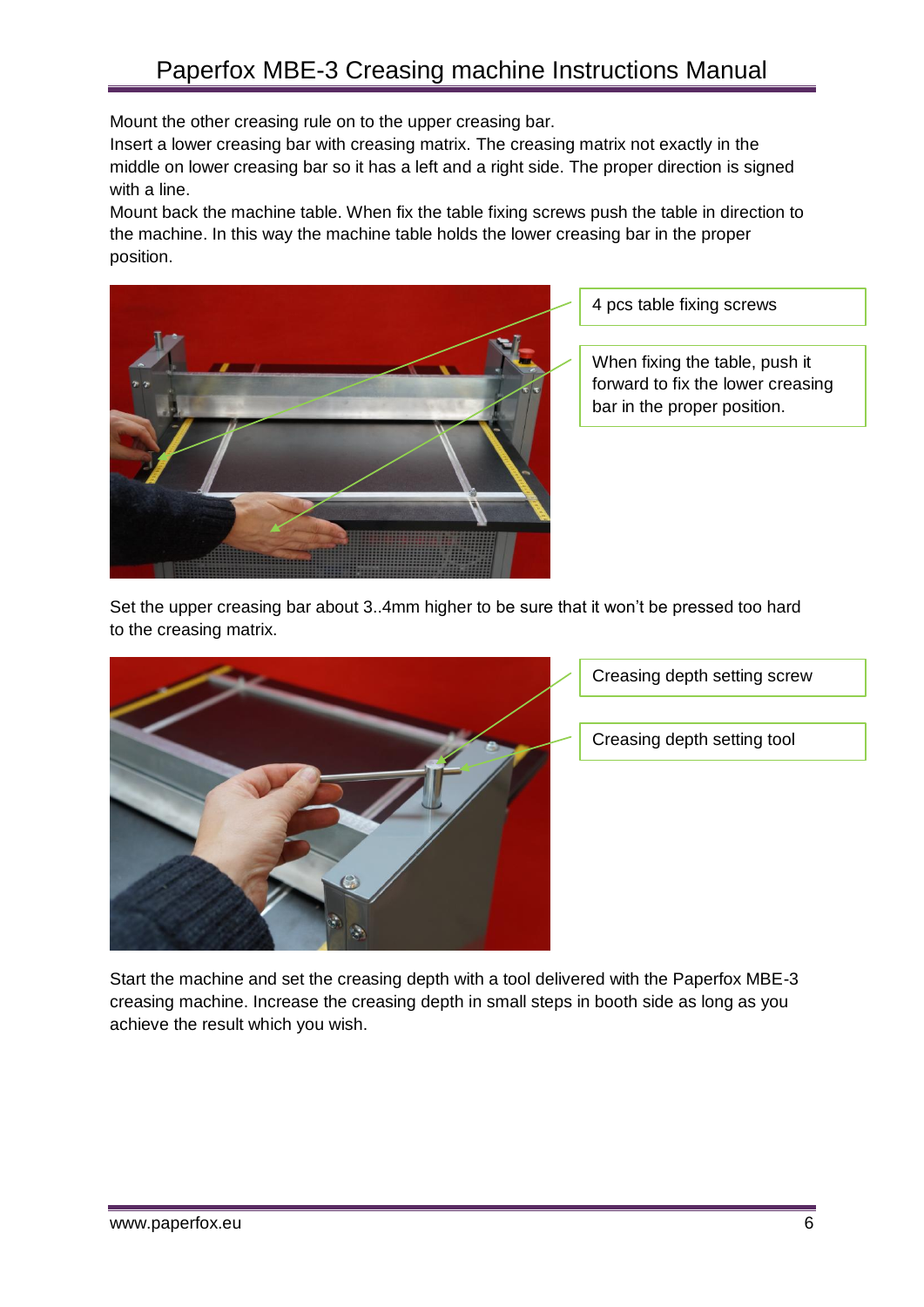Mount the other creasing rule on to the upper creasing bar.
Insert a lower creasing bar with creasing matrix. The creasing matrix not exactly in the middle on lower creasing bar so it has a left and a right side. The proper direction is signed with a line.
Mount back the machine table. When fix the table fixing screws push the table in direction to the machine. In this way the machine table holds the lower creasing bar in the proper position.

4 pcs table fixing screws

When fixing the table, push it forward to fix the lower creasing bar in the proper position.

Set the upper creasing bar about 3..4mm higher to be sure that it won't be pressed too hard to the creasing matrix.

Creasing depth setting screw

Creasing depth setting tool

Start the machine and set the creasing depth with a tool delivered with the Paperfox MBE-3 creasing machine. Increase the creasing depth in small steps in booth side as long as you achieve the result which you wish.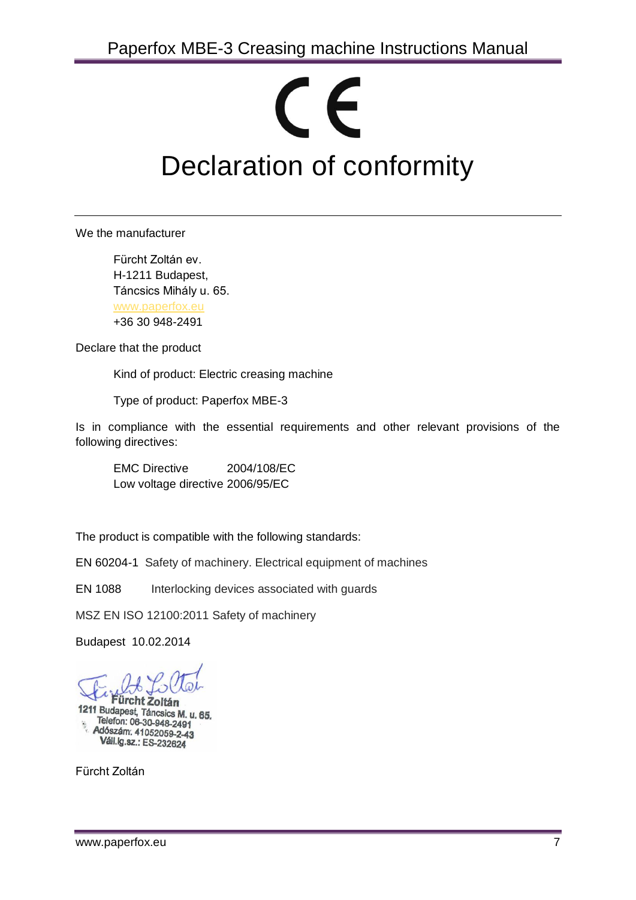CE

# Declaration of conformity

We the manufacturer

Fürcht Zoltán ev.
H-1211 Budapest,
Táncsics Mihály u. 65.
www.paperfox.eu
+36 30 948-2491

Declare that the product

Kind of product: Electric creasing machine

Type of product: Paperfox MBE-3

Is in compliance with the essential requirements and other relevant provisions of the following directives:

EMC Directive 2004/108/EC
Low voltage directive 2006/95/EC

The product is compatible with the following standards:

EN 60204-1 Safety of machinery. Electrical equipment of machines

EN 1088 Interlocking devices associated with guards

MSZ EN ISO 12100:2011 Safety of machinery

Budapest 10.02.2014

Fürcht Zoltán
1211 Budapest, Táncsics M. u. 65.
Telefon: 06-30-948-2491
Adószám: 41052059-2-43
Váll.ig.sz.: ES-232624

Fürcht Zoltán